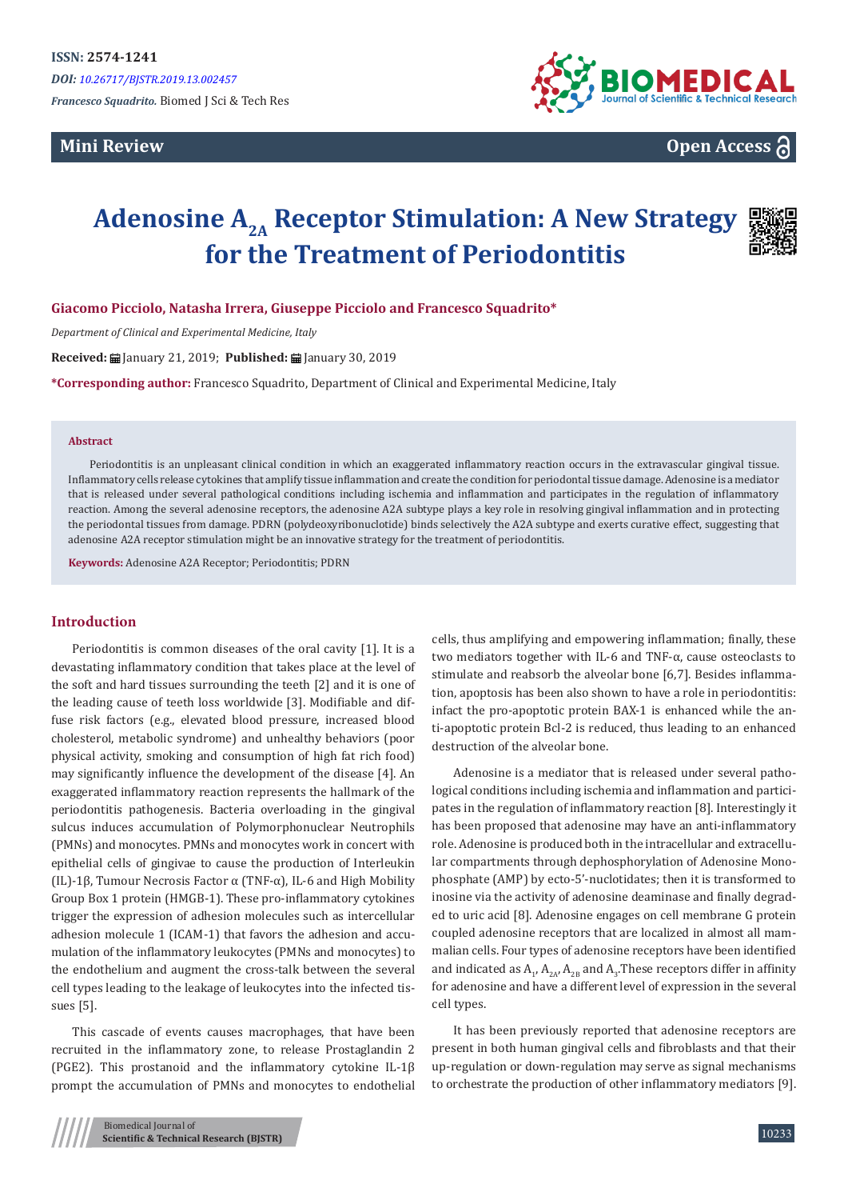ISSN: 2574-1241

*DOI: 10.26717/BJSTR.2019.13.002457*

*Francesco Squadrito.* Biomed J Sci & Tech Res

**Mini Review** **Open Access**

# Adenosine $A_{2A}$ Receptor Stimulation: A New Strategy for the Treatment of Periodontitis

**Giacomo Picciolo, Natasha Irrera, Giuseppe Picciolo and Francesco Squadrito***

*Department of Clinical and Experimental Medicine, Italy*

**Received:** January 21, 2019; **Published:** January 30, 2019

***Corresponding author:** Francesco Squadrito, Department of Clinical and Experimental Medicine, Italy

**Abstract**

Periodontitis is an unpleasant clinical condition in which an exaggerated inflammatory reaction occurs in the extravascular gingival tissue. Inflammatory cells release cytokines that amplify tissue inflammation and create the condition for periodontal tissue damage. Adenosine is a mediator that is released under several pathological conditions including ischemia and inflammation and participates in the regulation of inflammatory reaction. Among the several adenosine receptors, the adenosine A2A subtype plays a key role in resolving gingival inflammation and in protecting the periodontal tissues from damage. PDRN (polydeoxyribonuclotide) binds selectively the A2A subtype and exerts curative effect, suggesting that adenosine A2A receptor stimulation might be an innovative strategy for the treatment of periodontitis.

**Keywords:** Adenosine A2A Receptor; Periodontitis; PDRN

## Introduction

Periodontitis is common diseases of the oral cavity [1]. It is a devastating inflammatory condition that takes place at the level of the soft and hard tissues surrounding the teeth [2] and it is one of the leading cause of teeth loss worldwide [3]. Modifiable and diffuse risk factors (e.g., elevated blood pressure, increased blood cholesterol, metabolic syndrome) and unhealthy behaviors (poor physical activity, smoking and consumption of high fat rich food) may significantly influence the development of the disease [4]. An exaggerated inflammatory reaction represents the hallmark of the periodontitis pathogenesis. Bacteria overloading in the gingival sulcus induces accumulation of Polymorphonuclear Neutrophils (PMNs) and monocytes. PMNs and monocytes work in concert with epithelial cells of gingivae to cause the production of Interleukin (IL)-1β, Tumour Necrosis Factor α (TNF-α), IL-6 and High Mobility Group Box 1 protein (HMGB-1). These pro-inflammatory cytokines trigger the expression of adhesion molecules such as intercellular adhesion molecule 1 (ICAM-1) that favors the adhesion and accumulation of the inflammatory leukocytes (PMNs and monocytes) to the endothelium and augment the cross-talk between the several cell types leading to the leakage of leukocytes into the infected tissues [5].

This cascade of events causes macrophages, that have been recruited in the inflammatory zone, to release Prostaglandin 2 (PGE2). This prostanoid and the inflammatory cytokine IL-1β prompt the accumulation of PMNs and monocytes to endothelial cells, thus amplifying and empowering inflammation; finally, these two mediators together with IL-6 and TNF-α, cause osteoclasts to stimulate and reabsorb the alveolar bone [6,7]. Besides inflammation, apoptosis has been also shown to have a role in periodontitis: infact the pro-apoptotic protein BAX-1 is enhanced while the anti-apoptotic protein Bcl-2 is reduced, thus leading to an enhanced destruction of the alveolar bone.

Adenosine is a mediator that is released under several pathological conditions including ischemia and inflammation and participates in the regulation of inflammatory reaction [8]. Interestingly it has been proposed that adenosine may have an anti-inflammatory role. Adenosine is produced both in the intracellular and extracellular compartments through dephosphorylation of Adenosine Monophosphate (AMP) by ecto-5′-nuclotidates; then it is transformed to inosine via the activity of adenosine deaminase and finally degraded to uric acid [8]. Adenosine engages on cell membrane G protein coupled adenosine receptors that are localized in almost all mammalian cells. Four types of adenosine receptors have been identified and indicated as $A_1$, $A_{2A}$, $A_{2B}$ and $A_3$.These receptors differ in affinity for adenosine and have a different level of expression in the several cell types.

It has been previously reported that adenosine receptors are present in both human gingival cells and fibroblasts and that their up-regulation or down-regulation may serve as signal mechanisms to orchestrate the production of other inflammatory mediators [9].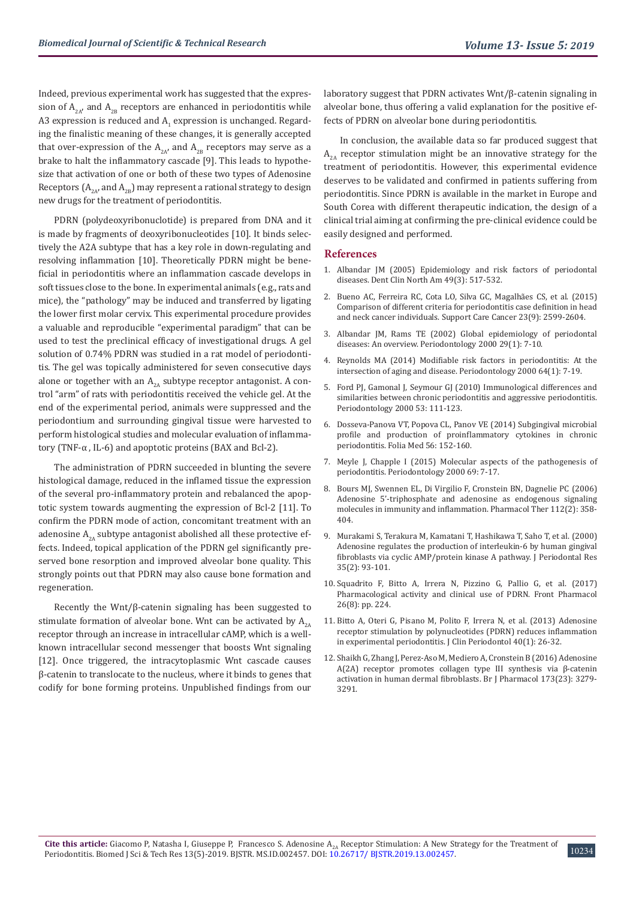Indeed, previous experimental work has suggested that the expression of $A_{2A}$, and $A_{2B}$ receptors are enhanced in periodontitis while A3 expression is reduced and $A_1$ expression is unchanged. Regarding the finalistic meaning of these changes, it is generally accepted that over-expression of the $A_{2A}$, and $A_{2B}$ receptors may serve as a brake to halt the inflammatory cascade [9]. This leads to hypothesize that activation of one or both of these two types of Adenosine Receptors ($A_{2A}$, and $A_{2B}$) may represent a rational strategy to design new drugs for the treatment of periodontitis.

PDRN (polydeoxyribonuclotide) is prepared from DNA and it is made by fragments of deoxyribonucleotides [10]. It binds selectively the A2A subtype that has a key role in down-regulating and resolving inflammation [10]. Theoretically PDRN might be beneficial in periodontitis where an inflammation cascade develops in soft tissues close to the bone. In experimental animals (e.g., rats and mice), the "pathology" may be induced and transferred by ligating the lower first molar cervix. This experimental procedure provides a valuable and reproducible "experimental paradigm" that can be used to test the preclinical efficacy of investigational drugs. A gel solution of 0.74% PDRN was studied in a rat model of periodontitis. The gel was topically administered for seven consecutive days alone or together with an $A_{2A}$ subtype receptor antagonist. A control "arm" of rats with periodontitis received the vehicle gel. At the end of the experimental period, animals were suppressed and the periodontium and surrounding gingival tissue were harvested to perform histological studies and molecular evaluation of inflammatory (TNF-α , IL-6) and apoptotic proteins (BAX and Bcl-2).

The administration of PDRN succeeded in blunting the severe histological damage, reduced in the inflamed tissue the expression of the several pro-inflammatory protein and rebalanced the apoptotic system towards augmenting the expression of Bcl-2 [11]. To confirm the PDRN mode of action, concomitant treatment with an adenosine $A_{2A}$ subtype antagonist abolished all these protective effects. Indeed, topical application of the PDRN gel significantly preserved bone resorption and improved alveolar bone quality. This strongly points out that PDRN may also cause bone formation and regeneration.

Recently the Wnt/β-catenin signaling has been suggested to stimulate formation of alveolar bone. Wnt can be activated by $A_{2A}$ receptor through an increase in intracellular cAMP, which is a well-known intracellular second messenger that boosts Wnt signaling [12]. Once triggered, the intracytoplasmic Wnt cascade causes β-catenin to translocate to the nucleus, where it binds to genes that codify for bone forming proteins. Unpublished findings from our laboratory suggest that PDRN activates Wnt/β-catenin signaling in alveolar bone, thus offering a valid explanation for the positive effects of PDRN on alveolar bone during periodontitis.

In conclusion, the available data so far produced suggest that $A_{2A}$ receptor stimulation might be an innovative strategy for the treatment of periodontitis. However, this experimental evidence deserves to be validated and confirmed in patients suffering from periodontitis. Since PDRN is available in the market in Europe and South Corea with different therapeutic indication, the design of a clinical trial aiming at confirming the pre-clinical evidence could be easily designed and performed.

## References

1. Albandar JM (2005) Epidemiology and risk factors of periodontal diseases. Dent Clin North Am 49(3): 517-532.
2. Bueno AC, Ferreira RC, Cota LO, Silva GC, Magalhães CS, et al. (2015) Comparison of different criteria for periodontitis case definition in head and neck cancer individuals. Support Care Cancer 23(9): 2599-2604.
3. Albandar JM, Rams TE (2002) Global epidemiology of periodontal diseases: An overview. Periodontology 2000 29(1): 7-10.
4. Reynolds MA (2014) Modifiable risk factors in periodontitis: At the intersection of aging and disease. Periodontology 2000 64(1): 7-19.
5. Ford PJ, Gamonal J, Seymour GJ (2010) Immunological differences and similarities between chronic periodontitis and aggressive periodontitis. Periodontology 2000 53: 111-123.
6. Dosseva-Panova VT, Popova CL, Panov VE (2014) Subgingival microbial profile and production of proinflammatory cytokines in chronic periodontitis. Folia Med 56: 152-160.
7. Meyle J, Chapple I (2015) Molecular aspects of the pathogenesis of periodontitis. Periodontology 2000 69: 7-17.
8. Bours MJ, Swennen EL, Di Virgilio F, Cronstein BN, Dagnelie PC (2006) Adenosine 5'-triphosphate and adenosine as endogenous signaling molecules in immunity and inflammation. Pharmacol Ther 112(2): 358-404.
9. Murakami S, Terakura M, Kamatani T, Hashikawa T, Saho T, et al. (2000) Adenosine regulates the production of interleukin-6 by human gingival fibroblasts via cyclic AMP/protein kinase A pathway. J Periodontal Res 35(2): 93-101.
10. Squadrito F, Bitto A, Irrera N, Pizzino G, Pallio G, et al. (2017) Pharmacological activity and clinical use of PDRN. Front Pharmacol 26(8): pp. 224.
11. Bitto A, Oteri G, Pisano M, Polito F, Irrera N, et al. (2013) Adenosine receptor stimulation by polynucleotides (PDRN) reduces inflammation in experimental periodontitis. J Clin Periodontol 40(1): 26-32.
12. Shaikh G, Zhang J, Perez-Aso M, Mediero A, Cronstein B (2016) Adenosine A(2A) receptor promotes collagen type III synthesis via β-catenin activation in human dermal fibroblasts. Br J Pharmacol 173(23): 3279-3291.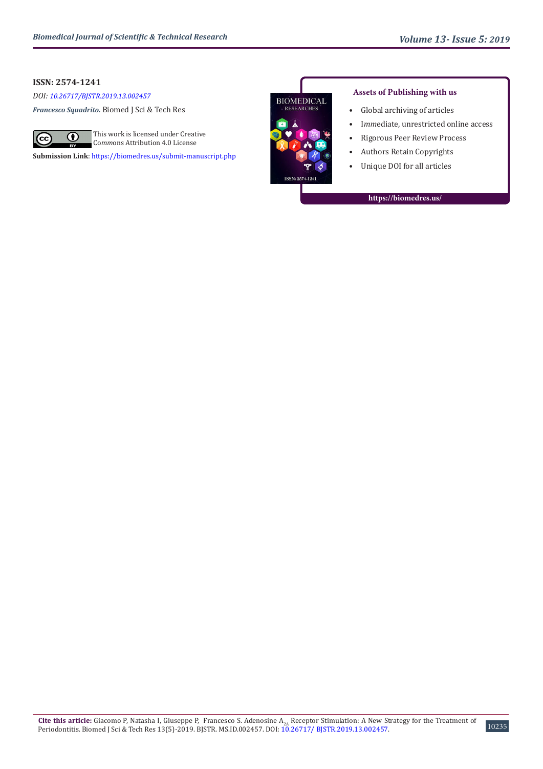**ISSN: 2574-1241**

*DOI: 10.26717/BJSTR.2019.13.002457*

***Francesco Squadrito.*** Biomed J Sci & Tech Res

This work is licensed under Creative Commons Attribution 4.0 License

**Submission Link**: https://biomedres.us/submit-manuscript.php

### Assets of Publishing with us

- Global archiving of articles
- Immediate, unrestricted online access
- Rigorous Peer Review Process
- Authors Retain Copyrights
- Unique DOI for all articles

**https://biomedres.us/**

**Cite this article:** Giacomo P, Natasha I, Giuseppe P, Francesco S. Adenosine $A_{2A}$ Receptor Stimulation: A New Strategy for the Treatment of Periodontitis. Biomed J Sci & Tech Res 13(5)-2019. BJSTR. MS.ID.002457. DOI: 10.26717/ BJSTR.2019.13.002457.